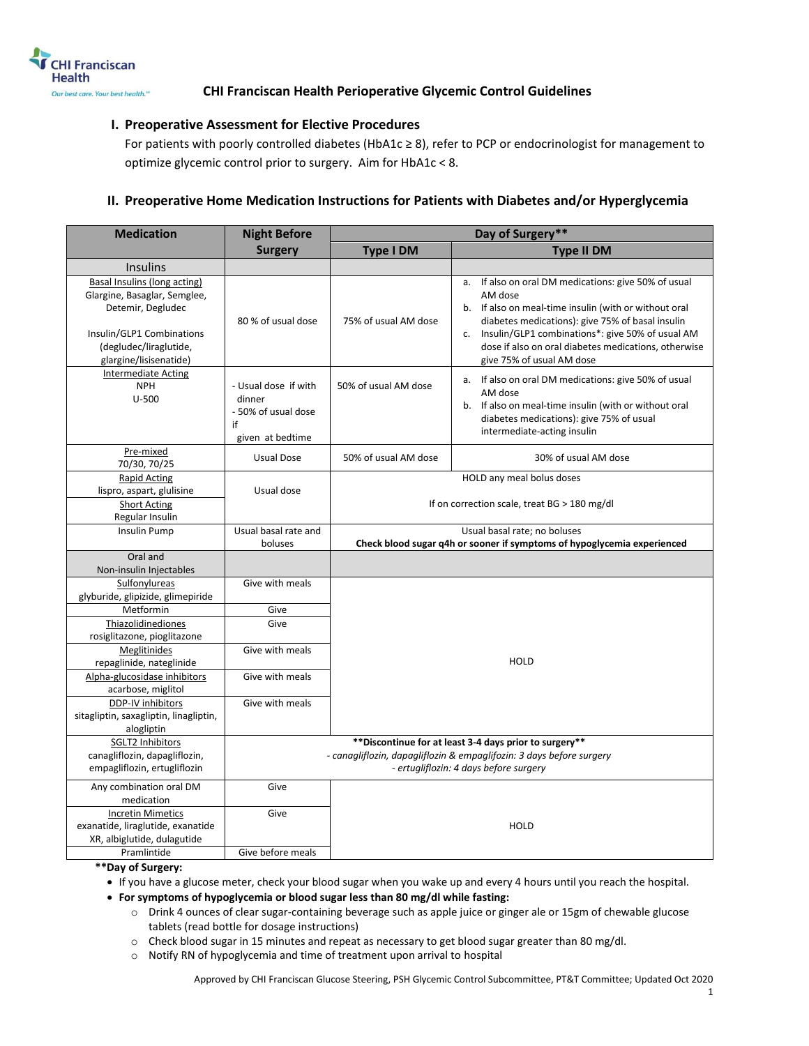CHI Franciscan Health

*Our best care. Your best health.*

# CHI Franciscan Health Perioperative Glycemic Control Guidelines

## I. Preoperative Assessment for Elective Procedures

For patients with poorly controlled diabetes (HbA1c ≥ 8), refer to PCP or endocrinologist for management to optimize glycemic control prior to surgery. Aim for HbA1c < 8.

## II. Preoperative Home Medication Instructions for Patients with Diabetes and/or Hyperglycemia

| Medication | Night Before Surgery | Day of Surgery** | |
|---|---|---|---|
| | | Type I DM | Type II DM |
| **Insulins** | | | |
| Basal Insulins (long acting)<br>Glargine, Basaglar, Semglee, Detemir, Degludec<br><br>Insulin/GLP1 Combinations (degludec/liraglutide, glargine/lisisenatide) | 80 % of usual dose | 75% of usual AM dose | a. If also on oral DM medications: give 50% of usual AM dose<br>b. If also on meal-time insulin (with or without oral diabetes medications): give 75% of basal insulin<br>c. Insulin/GLP1 combinations*: give 50% of usual AM dose if also on oral diabetes medications, otherwise give 75% of usual AM dose |
| Intermediate Acting<br>NPH<br>U-500 | - Usual dose if with dinner<br>- 50% of usual dose if given at bedtime | 50% of usual AM dose | a. If also on oral DM medications: give 50% of usual AM dose<br>b. If also on meal-time insulin (with or without oral diabetes medications): give 75% of usual intermediate-acting insulin |
| Pre-mixed<br>70/30, 70/25 | Usual Dose | 50% of usual AM dose | 30% of usual AM dose |
| Rapid Acting<br>lispro, aspart, glulisine | Usual dose | HOLD any meal bolus doses<br><br>If on correction scale, treat BG > 180 mg/dl | |
| Short Acting<br>Regular Insulin | | | |
| Insulin Pump | Usual basal rate and boluses | Usual basal rate; no boluses<br>**Check blood sugar q4h or sooner if symptoms of hypoglycemia experienced** | |
| **Oral and Non-insulin Injectables** | | | |
| Sulfonylureas<br>glyburide, glipizide, glimepiride | Give with meals | HOLD | |
| Metformin | Give | | |
| Thiazolidinediones<br>rosiglitazone, pioglitazone | Give | | |
| Meglitinides<br>repaglinide, nateglinide | Give with meals | | |
| Alpha-glucosidase inhibitors<br>acarbose, miglitol | Give with meals | | |
| DDP-IV inhibitors<br>sitagliptin, saxagliptin, linagliptin, alogliptin | Give with meals | | |
| SGLT2 Inhibitors<br>canagliflozin, dapagliflozin, empagliflozin, ertugliflozin | **Discontinue for at least 3-4 days prior to surgery**<br>*- canagliflozin, dapagliflozin & empaglifozin: 3 days before surgery*<br>*- ertugliflozin: 4 days before surgery* | | |
| Any combination oral DM medication | Give | HOLD | |
| Incretin Mimetics<br>exanatide, liraglutide, exanatide XR, albiglutide, dulagutide | Give | | |
| Pramlintide | Give before meals | | |

**Day of Surgery:**

- If you have a glucose meter, check your blood sugar when you wake up and every 4 hours until you reach the hospital.
- **For symptoms of hypoglycemia or blood sugar less than 80 mg/dl while fasting:**
  - Drink 4 ounces of clear sugar-containing beverage such as apple juice or ginger ale or 15gm of chewable glucose tablets (read bottle for dosage instructions)
  - Check blood sugar in 15 minutes and repeat as necessary to get blood sugar greater than 80 mg/dl.
  - Notify RN of hypoglycemia and time of treatment upon arrival to hospital

Approved by CHI Franciscan Glucose Steering, PSH Glycemic Control Subcommittee, PT&T Committee; Updated Oct 2020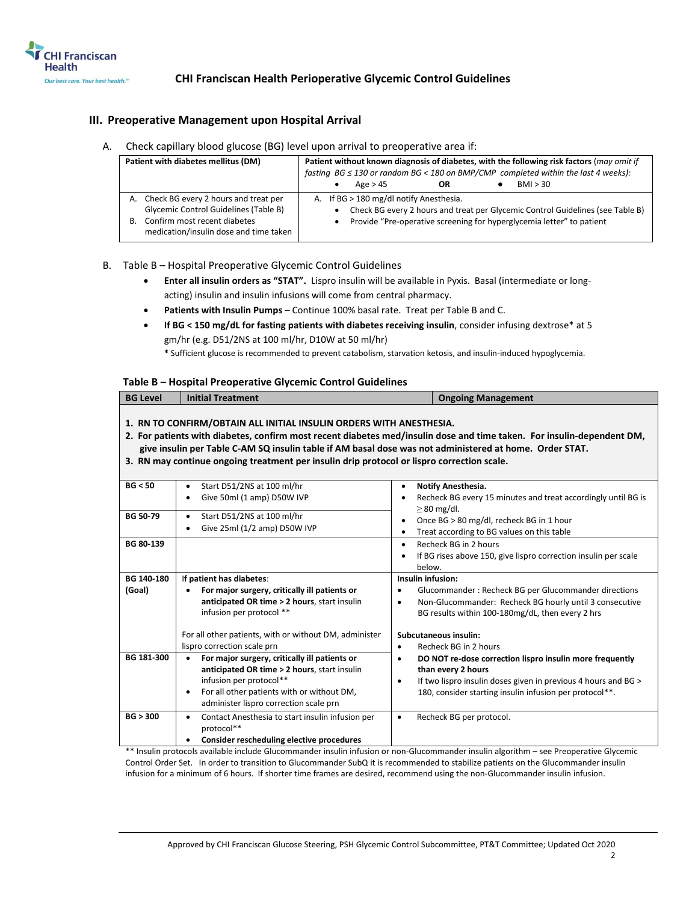# CHI Franciscan Health Perioperative Glycemic Control Guidelines

## III. Preoperative Management upon Hospital Arrival

A. Check capillary blood glucose (BG) level upon arrival to preoperative area if:

| Patient with diabetes mellitus (DM) | Patient without known diagnosis of diabetes, with the following risk factors (*may omit if fasting BG ≤ 130 or random BG < 180 on BMP/CMP completed within the last 4 weeks):* • Age > 45 **OR** • BMI > 30 |
|---|---|
| A. Check BG every 2 hours and treat per Glycemic Control Guidelines (Table B)<br>B. Confirm most recent diabetes medication/insulin dose and time taken | A. If BG > 180 mg/dl notify Anesthesia.<br>• Check BG every 2 hours and treat per Glycemic Control Guidelines (see Table B)<br>• Provide "Pre-operative screening for hyperglycemia letter" to patient |

B. Table B – Hospital Preoperative Glycemic Control Guidelines

- **Enter all insulin orders as "STAT".** Lispro insulin will be available in Pyxis. Basal (intermediate or long-acting) insulin and insulin infusions will come from central pharmacy.
- **Patients with Insulin Pumps** – Continue 100% basal rate. Treat per Table B and C.
- **If BG < 150 mg/dL for fasting patients with diabetes receiving insulin**, consider infusing dextrose* at 5 gm/hr (e.g. D51/2NS at 100 ml/hr, D10W at 50 ml/hr)

  **\*** Sufficient glucose is recommended to prevent catabolism, starvation ketosis, and insulin-induced hypoglycemia.

### Table B – Hospital Preoperative Glycemic Control Guidelines

| BG Level | Initial Treatment | Ongoing Management |
|---|---|---|
| **1. RN TO CONFIRM/OBTAIN ALL INITIAL INSULIN ORDERS WITH ANESTHESIA.**<br>**2. For patients with diabetes, confirm most recent diabetes med/insulin dose and time taken. For insulin-dependent DM, give insulin per Table C-AM SQ insulin table if AM basal dose was not administered at home. Order STAT.**<br>**3. RN may continue ongoing treatment per insulin drip protocol or lispro correction scale.** | | |
| **BG < 50** | • Start D51/2NS at 100 ml/hr<br>• Give 50ml (1 amp) D50W IVP | • **Notify Anesthesia.**<br>• Recheck BG every 15 minutes and treat accordingly until BG is ≥ 80 mg/dl.<br>• Once BG > 80 mg/dl, recheck BG in 1 hour<br>• Treat according to BG values on this table |
| **BG 50-79** | • Start D51/2NS at 100 ml/hr<br>• Give 25ml (1/2 amp) D50W IVP | |
| **BG 80-139** | | • Recheck BG in 2 hours<br>• If BG rises above 150, give lispro correction insulin per scale below. |
| **BG 140-180 (Goal)** | If **patient has diabetes**:<br>• **For major surgery, critically ill patients or anticipated OR time > 2 hours**, start insulin infusion per protocol \*\*<br><br>For all other patients, with or without DM, administer lispro correction scale prn | **Insulin infusion:**<br>• Glucommander : Recheck BG per Glucommander directions<br>• Non-Glucommander: Recheck BG hourly until 3 consecutive BG results within 100-180mg/dL, then every 2 hrs<br><br>**Subcutaneous insulin:**<br>• Recheck BG in 2 hours<br>• **DO NOT re-dose correction lispro insulin more frequently than every 2 hours**<br>• If two lispro insulin doses given in previous 4 hours and BG > 180, consider starting insulin infusion per protocol\*\*. |
| **BG 181-300** | • **For major surgery, critically ill patients or anticipated OR time > 2 hours**, start insulin infusion per protocol\*\*<br>• For all other patients with or without DM, administer lispro correction scale prn | |
| **BG > 300** | • Contact Anesthesia to start insulin infusion per protocol\*\*<br>• **Consider rescheduling elective procedures** | • Recheck BG per protocol. |

\*\* Insulin protocols available include Glucommander insulin infusion or non-Glucommander insulin algorithm – see Preoperative Glycemic Control Order Set. In order to transition to Glucommander SubQ it is recommended to stabilize patients on the Glucommander insulin infusion for a minimum of 6 hours. If shorter time frames are desired, recommend using the non-Glucommander insulin infusion.

Approved by CHI Franciscan Glucose Steering, PSH Glycemic Control Subcommittee, PT&T Committee; Updated Oct 2020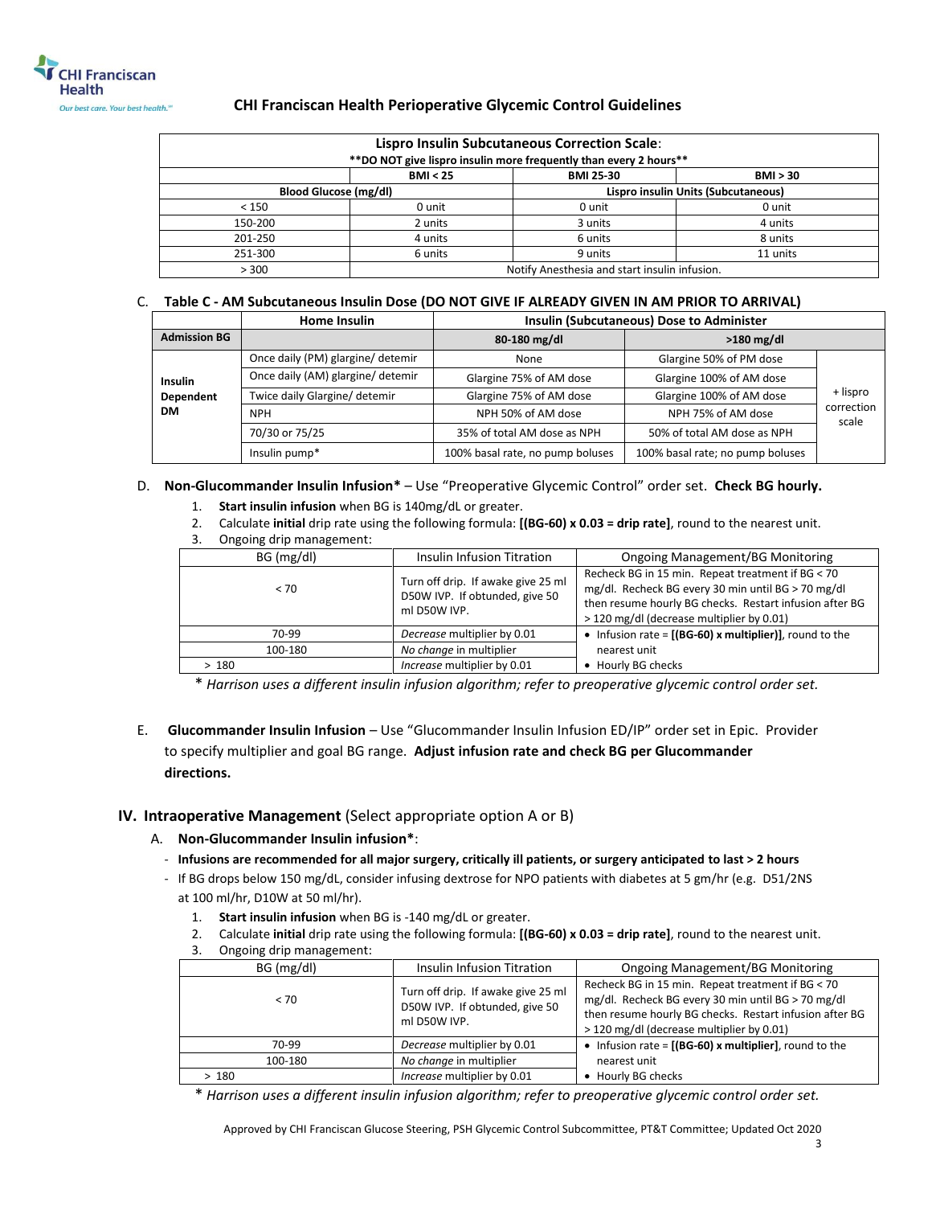## CHI Franciscan Health Perioperative Glycemic Control Guidelines

| **Lispro Insulin Subcutaneous Correction Scale**: **DO NOT give lispro insulin more frequently than every 2 hours** | | | |
|---|---|---|---|
| | **BMI < 25** | **BMI 25-30** | **BMI > 30** |
| **Blood Glucose (mg/dl)** | **Lispro insulin Units (Subcutaneous)** | | |
| < 150 | 0 unit | 0 unit | 0 unit |
| 150-200 | 2 units | 3 units | 4 units |
| 201-250 | 4 units | 6 units | 8 units |
| 251-300 | 6 units | 9 units | 11 units |
| > 300 | Notify Anesthesia and start insulin infusion. | | |

C. **Table C - AM Subcutaneous Insulin Dose (DO NOT GIVE IF ALREADY GIVEN IN AM PRIOR TO ARRIVAL)**

| | **Home Insulin** | **Insulin (Subcutaneous) Dose to Administer** | | |
|---|---|---|---|---|
| **Admission BG** | | **80-180 mg/dl** | **>180 mg/dl** | |
| **Insulin Dependent DM** | Once daily (PM) glargine/ detemir | None | Glargine 50% of PM dose | + lispro correction scale |
| | Once daily (AM) glargine/ detemir | Glargine 75% of AM dose | Glargine 100% of AM dose | |
| | Twice daily Glargine/ detemir | Glargine 75% of AM dose | Glargine 100% of AM dose | |
| | NPH | NPH 50% of AM dose | NPH 75% of AM dose | |
| | 70/30 or 75/25 | 35% of total AM dose as NPH | 50% of total AM dose as NPH | |
| | Insulin pump* | 100% basal rate, no pump boluses | 100% basal rate; no pump boluses | |

D. **Non-Glucommander Insulin Infusion*** – Use "Preoperative Glycemic Control" order set. **Check BG hourly.**

1. **Start insulin infusion** when BG is 140mg/dL or greater.
2. Calculate **initial** drip rate using the following formula: **[(BG-60) x 0.03 = drip rate]**, round to the nearest unit.
3. Ongoing drip management:

| BG (mg/dl) | Insulin Infusion Titration | Ongoing Management/BG Monitoring |
|---|---|---|
| < 70 | Turn off drip. If awake give 25 ml D50W IVP. If obtunded, give 50 ml D50W IVP. | Recheck BG in 15 min. Repeat treatment if BG < 70 mg/dl. Recheck BG every 30 min until BG > 70 mg/dl then resume hourly BG checks. Restart infusion after BG > 120 mg/dl (decrease multiplier by 0.01) |
| 70-99 | *Decrease* multiplier by 0.01 | • Infusion rate = **[(BG-60) x multiplier)]**, round to the nearest unit • Hourly BG checks |
| 100-180 | *No change* in multiplier | |
| > 180 | *Increase* multiplier by 0.01 | |

\* *Harrison uses a different insulin infusion algorithm; refer to preoperative glycemic control order set.*

E. **Glucommander Insulin Infusion** – Use "Glucommander Insulin Infusion ED/IP" order set in Epic. Provider to specify multiplier and goal BG range. **Adjust infusion rate and check BG per Glucommander directions.**

## IV. Intraoperative Management (Select appropriate option A or B)

A. **Non-Glucommander Insulin infusion***:

- **Infusions are recommended for all major surgery, critically ill patients, or surgery anticipated to last > 2 hours**
- If BG drops below 150 mg/dL, consider infusing dextrose for NPO patients with diabetes at 5 gm/hr (e.g. D51/2NS at 100 ml/hr, D10W at 50 ml/hr).

1. **Start insulin infusion** when BG is -140 mg/dL or greater.
2. Calculate **initial** drip rate using the following formula: **[(BG-60) x 0.03 = drip rate]**, round to the nearest unit.
3. Ongoing drip management:

| BG (mg/dl) | Insulin Infusion Titration | Ongoing Management/BG Monitoring |
|---|---|---|
| < 70 | Turn off drip. If awake give 25 ml D50W IVP. If obtunded, give 50 ml D50W IVP. | Recheck BG in 15 min. Repeat treatment if BG < 70 mg/dl. Recheck BG every 30 min until BG > 70 mg/dl then resume hourly BG checks. Restart infusion after BG > 120 mg/dl (decrease multiplier by 0.01) |
| 70-99 | *Decrease* multiplier by 0.01 | • Infusion rate = **[(BG-60) x multiplier]**, round to the nearest unit • Hourly BG checks |
| 100-180 | *No change* in multiplier | |
| > 180 | *Increase* multiplier by 0.01 | |

\* *Harrison uses a different insulin infusion algorithm; refer to preoperative glycemic control order set.*

Approved by CHI Franciscan Glucose Steering, PSH Glycemic Control Subcommittee, PT&T Committee; Updated Oct 2020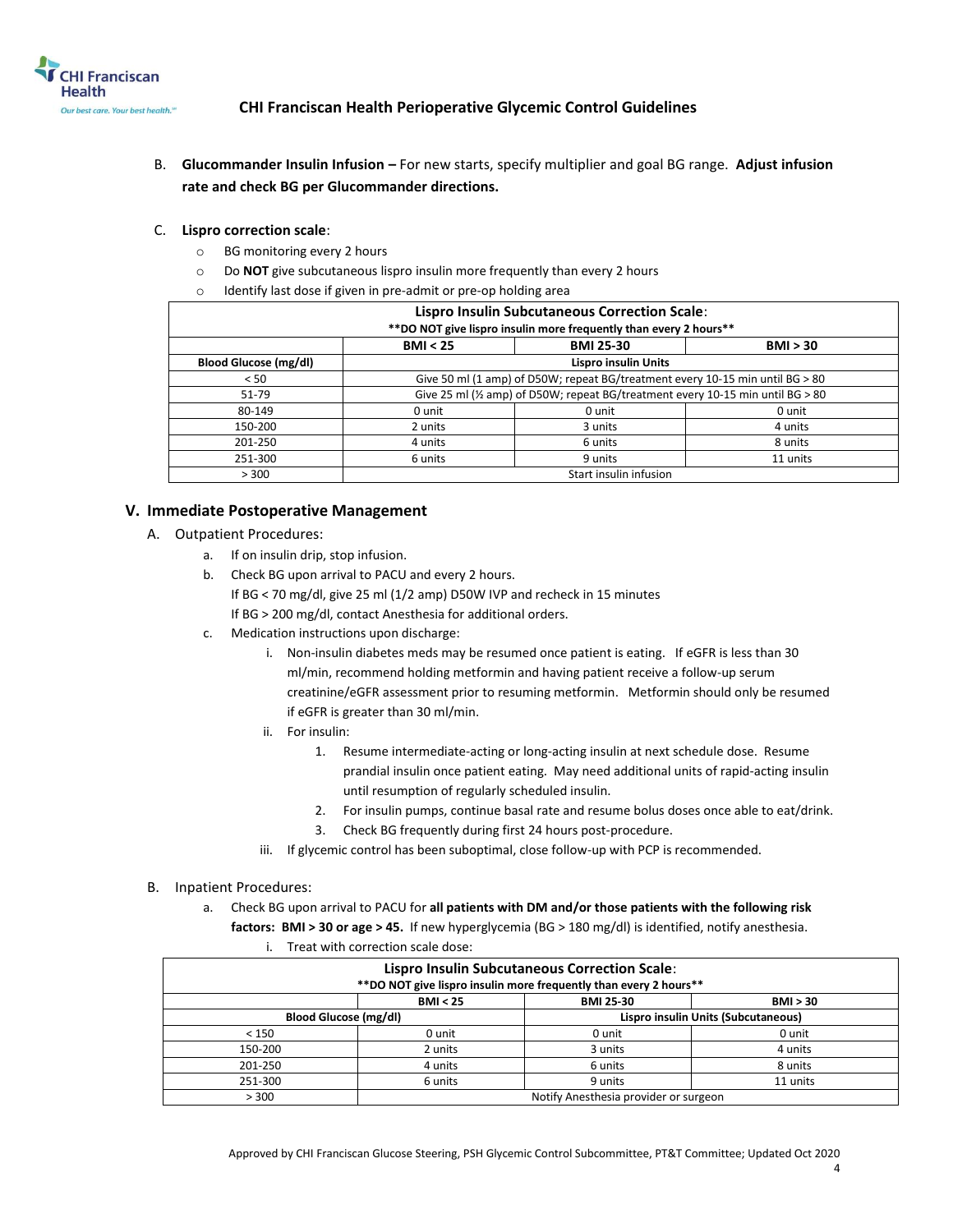B. **Glucommander Insulin Infusion –** For new starts, specify multiplier and goal BG range. **Adjust infusion rate and check BG per Glucommander directions.**

C. **Lispro correction scale**:

- BG monitoring every 2 hours
- Do **NOT** give subcutaneous lispro insulin more frequently than every 2 hours
- Identify last dose if given in pre-admit or pre-op holding area

| **Lispro Insulin Subcutaneous Correction Scale**: **DO NOT give lispro insulin more frequently than every 2 hours** | | | |
|---|---|---|---|
| | **BMI < 25** | **BMI 25-30** | **BMI > 30** |
| **Blood Glucose (mg/dl)** | **Lispro insulin Units** | | |
| < 50 | Give 50 ml (1 amp) of D50W; repeat BG/treatment every 10-15 min until BG > 80 | | |
| 51-79 | Give 25 ml (½ amp) of D50W; repeat BG/treatment every 10-15 min until BG > 80 | | |
| 80-149 | 0 unit | 0 unit | 0 unit |
| 150-200 | 2 units | 3 units | 4 units |
| 201-250 | 4 units | 6 units | 8 units |
| 251-300 | 6 units | 9 units | 11 units |
| > 300 | Start insulin infusion | | |

## V. Immediate Postoperative Management

A. Outpatient Procedures:

a. If on insulin drip, stop infusion.

b. Check BG upon arrival to PACU and every 2 hours.
If BG < 70 mg/dl, give 25 ml (1/2 amp) D50W IVP and recheck in 15 minutes
If BG > 200 mg/dl, contact Anesthesia for additional orders.

c. Medication instructions upon discharge:

i. Non-insulin diabetes meds may be resumed once patient is eating. If eGFR is less than 30 ml/min, recommend holding metformin and having patient receive a follow-up serum creatinine/eGFR assessment prior to resuming metformin. Metformin should only be resumed if eGFR is greater than 30 ml/min.

ii. For insulin:

1. Resume intermediate-acting or long-acting insulin at next schedule dose. Resume prandial insulin once patient eating. May need additional units of rapid-acting insulin until resumption of regularly scheduled insulin.
2. For insulin pumps, continue basal rate and resume bolus doses once able to eat/drink.
3. Check BG frequently during first 24 hours post-procedure.

iii. If glycemic control has been suboptimal, close follow-up with PCP is recommended.

B. Inpatient Procedures:

a. Check BG upon arrival to PACU for **all patients with DM and/or those patients with the following risk factors: BMI > 30 or age > 45.** If new hyperglycemia (BG > 180 mg/dl) is identified, notify anesthesia.

i. Treat with correction scale dose:

| **Lispro Insulin Subcutaneous Correction Scale**: **DO NOT give lispro insulin more frequently than every 2 hours** | | | |
|---|---|---|---|
| | **BMI < 25** | **BMI 25-30** | **BMI > 30** |
| **Blood Glucose (mg/dl)** | | **Lispro insulin Units (Subcutaneous)** | |
| < 150 | 0 unit | 0 unit | 0 unit |
| 150-200 | 2 units | 3 units | 4 units |
| 201-250 | 4 units | 6 units | 8 units |
| 251-300 | 6 units | 9 units | 11 units |
| > 300 | Notify Anesthesia provider or surgeon | | |

Approved by CHI Franciscan Glucose Steering, PSH Glycemic Control Subcommittee, PT&T Committee; Updated Oct 2020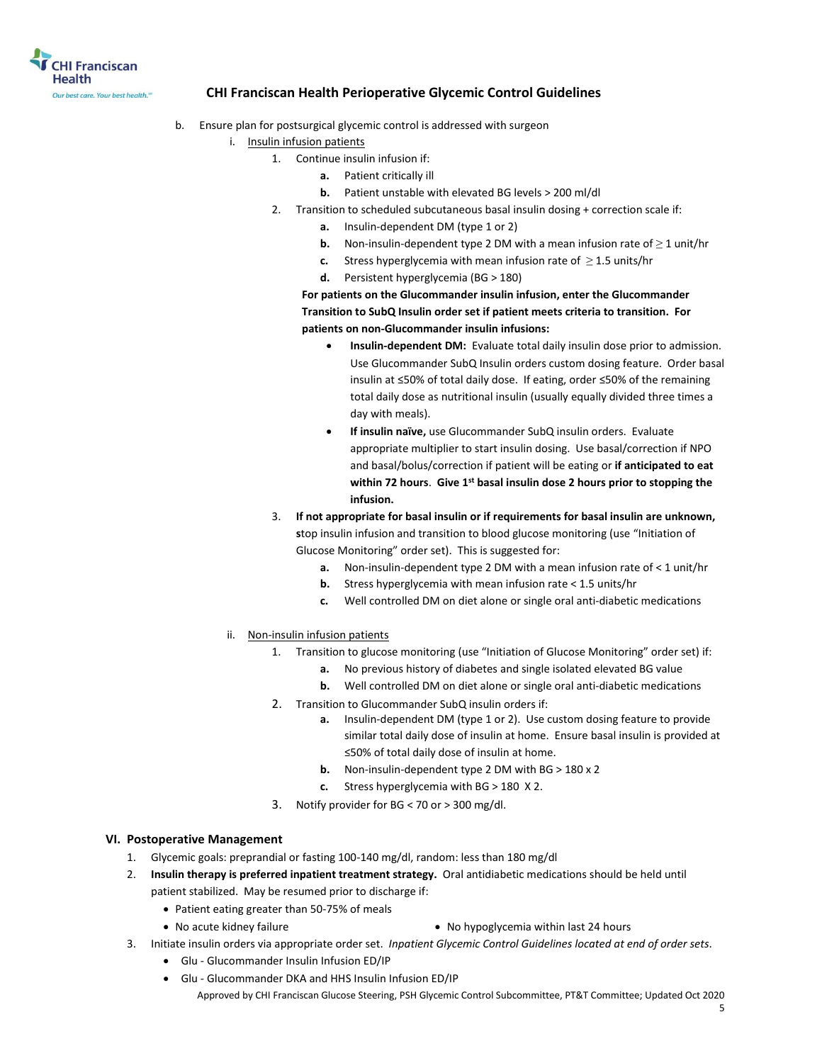b. Ensure plan for postsurgical glycemic control is addressed with surgeon

   i. <u>Insulin infusion patients</u>

      1. Continue insulin infusion if:
         - **a.** Patient critically ill
         - **b.** Patient unstable with elevated BG levels > 200 ml/dl
      2. Transition to scheduled subcutaneous basal insulin dosing + correction scale if:
         - **a.** Insulin-dependent DM (type 1 or 2)
         - **b.** Non-insulin-dependent type 2 DM with a mean infusion rate of ≥ 1 unit/hr
         - **c.** Stress hyperglycemia with mean infusion rate of ≥ 1.5 units/hr
         - **d.** Persistent hyperglycemia (BG > 180)

         **For patients on the Glucommander insulin infusion, enter the Glucommander Transition to SubQ Insulin order set if patient meets criteria to transition. For patients on non-Glucommander insulin infusions:**

         - **Insulin-dependent DM:** Evaluate total daily insulin dose prior to admission. Use Glucommander SubQ Insulin orders custom dosing feature. Order basal insulin at ≤50% of total daily dose. If eating, order ≤50% of the remaining total daily dose as nutritional insulin (usually equally divided three times a day with meals).
         - **If insulin naïve,** use Glucommander SubQ insulin orders. Evaluate appropriate multiplier to start insulin dosing. Use basal/correction if NPO and basal/bolus/correction if patient will be eating or **if anticipated to eat within 72 hours**. **Give 1st basal insulin dose 2 hours prior to stopping the infusion.**
      3. **If not appropriate for basal insulin or if requirements for basal insulin are unknown,** stop insulin infusion and transition to blood glucose monitoring (use "Initiation of Glucose Monitoring" order set). This is suggested for:
         - **a.** Non-insulin-dependent type 2 DM with a mean infusion rate of < 1 unit/hr
         - **b.** Stress hyperglycemia with mean infusion rate < 1.5 units/hr
         - **c.** Well controlled DM on diet alone or single oral anti-diabetic medications

   ii. <u>Non-insulin infusion patients</u>

      1. Transition to glucose monitoring (use "Initiation of Glucose Monitoring" order set) if:
         - **a.** No previous history of diabetes and single isolated elevated BG value
         - **b.** Well controlled DM on diet alone or single oral anti-diabetic medications
      2. Transition to Glucommander SubQ insulin orders if:
         - **a.** Insulin-dependent DM (type 1 or 2). Use custom dosing feature to provide similar total daily dose of insulin at home. Ensure basal insulin is provided at ≤50% of total daily dose of insulin at home.
         - **b.** Non-insulin-dependent type 2 DM with BG > 180 x 2
         - **c.** Stress hyperglycemia with BG > 180 X 2.
      3. Notify provider for BG < 70 or > 300 mg/dl.

## VI. Postoperative Management

1. Glycemic goals: preprandial or fasting 100-140 mg/dl, random: less than 180 mg/dl
2. **Insulin therapy is preferred inpatient treatment strategy.** Oral antidiabetic medications should be held until patient stabilized. May be resumed prior to discharge if:
   - Patient eating greater than 50-75% of meals
   - No acute kidney failure
   - No hypoglycemia within last 24 hours
3. Initiate insulin orders via appropriate order set. *Inpatient Glycemic Control Guidelines located at end of order sets.*
   - Glu - Glucommander Insulin Infusion ED/IP
   - Glu - Glucommander DKA and HHS Insulin Infusion ED/IP

Approved by CHI Franciscan Glucose Steering, PSH Glycemic Control Subcommittee, PT&T Committee; Updated Oct 2020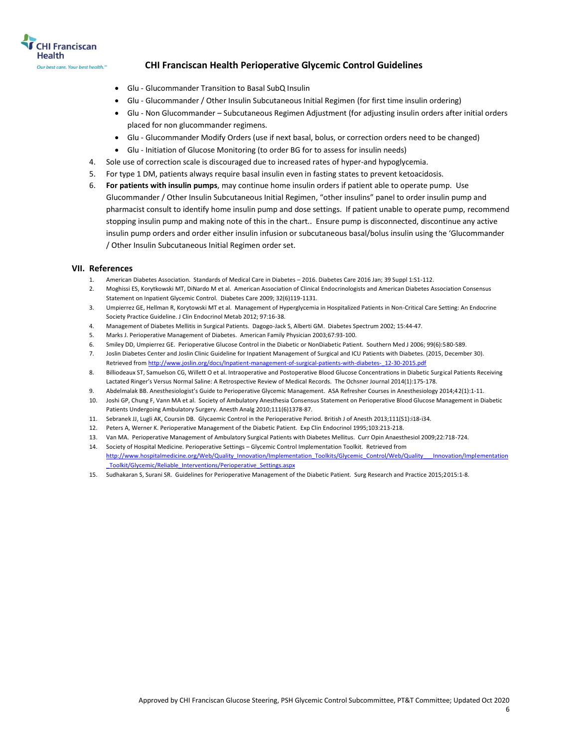- Glu - Glucommander Transition to Basal SubQ Insulin
- Glu - Glucommander / Other Insulin Subcutaneous Initial Regimen (for first time insulin ordering)
- Glu - Non Glucommander – Subcutaneous Regimen Adjustment (for adjusting insulin orders after initial orders placed for non glucommander regimens.
- Glu - Glucommander Modify Orders (use if next basal, bolus, or correction orders need to be changed)
- Glu - Initiation of Glucose Monitoring (to order BG for to assess for insulin needs)

4. Sole use of correction scale is discouraged due to increased rates of hyper-and hypoglycemia.
5. For type 1 DM, patients always require basal insulin even in fasting states to prevent ketoacidosis.
6. **For patients with insulin pumps**, may continue home insulin orders if patient able to operate pump. Use Glucommander / Other Insulin Subcutaneous Initial Regimen, "other insulins" panel to order insulin pump and pharmacist consult to identify home insulin pump and dose settings. If patient unable to operate pump, recommend stopping insulin pump and making note of this in the chart.. Ensure pump is disconnected, discontinue any active insulin pump orders and order either insulin infusion or subcutaneous basal/bolus insulin using the 'Glucommander / Other Insulin Subcutaneous Initial Regimen order set.

## VII. References

1. American Diabetes Association. Standards of Medical Care in Diabetes – 2016. Diabetes Care 2016 Jan; 39 Suppl 1:S1-112.
2. Moghissi ES, Korytkowski MT, DiNardo M et al. American Association of Clinical Endocrinologists and American Diabetes Association Consensus Statement on Inpatient Glycemic Control. Diabetes Care 2009; 32(6)119-1131.
3. Umpierrez GE, Hellman R, Korytowski MT et al. Management of Hyperglycemia in Hospitalized Patients in Non-Critical Care Setting: An Endocrine Society Practice Guideline. J Clin Endocrinol Metab 2012; 97:16-38.
4. Management of Diabetes Mellitis in Surgical Patients. Dagogo-Jack S, Alberti GM. Diabetes Spectrum 2002; 15:44-47.
5. Marks J. Perioperative Management of Diabetes. American Family Physician 2003;67:93-100.
6. Smiley DD, Umpierrez GE. Perioperative Glucose Control in the Diabetic or NonDiabetic Patient. Southern Med J 2006; 99(6):580-589.
7. Joslin Diabetes Center and Joslin Clinic Guideline for Inpatient Management of Surgical and ICU Patients with Diabetes. (2015, December 30). Retrieved from http://www.joslin.org/docs/Inpatient-management-of-surgical-patients-with-diabetes-_12-30-2015.pdf
8. Billiodeaux ST, Samuelson CG, Willett O et al. Intraoperative and Postoperative Blood Glucose Concentrations in Diabetic Surgical Patients Receiving Lactated Ringer's Versus Normal Saline: A Retrospective Review of Medical Records. The Ochsner Journal 2014(1):175-178.
9. Abdelmalak BB. Anesthesiologist's Guide to Perioperative Glycemic Management. ASA Refresher Courses in Anesthesiology 2014;42(1):1-11.
10. Joshi GP, Chung F, Vann MA et al. Society of Ambulatory Anesthesia Consensus Statement on Perioperative Blood Glucose Management in Diabetic Patients Undergoing Ambulatory Surgery. Anesth Analg 2010;111(6)1378-87.
11. Sebranek JJ, Lugli AK, Coursin DB. Glycaemic Control in the Perioperative Period. British J of Anesth 2013;111(S1):i18-i34.
12. Peters A, Werner K. Perioperative Management of the Diabetic Patient. Exp Clin Endocrinol 1995;103:213-218.
13. Van MA. Perioperative Management of Ambulatory Surgical Patients with Diabetes Mellitus. Curr Opin Anaesthesiol 2009;22:718-724.
14. Society of Hospital Medicine. Perioperative Settings – Glycemic Control Implementation Toolkit. Retrieved from http://www.hospitalmedicine.org/Web/Quality_Innovation/Implementation_Toolkits/Glycemic_Control/Web/Quality___Innovation/Implementation_Toolkit/Glycemic/Reliable_Interventions/Perioperative_Settings.aspx
15. Sudhakaran S, Surani SR. Guidelines for Perioperative Management of the Diabetic Patient. Surg Research and Practice 2015;2015:1-8.

Approved by CHI Franciscan Glucose Steering, PSH Glycemic Control Subcommittee, PT&T Committee; Updated Oct 2020